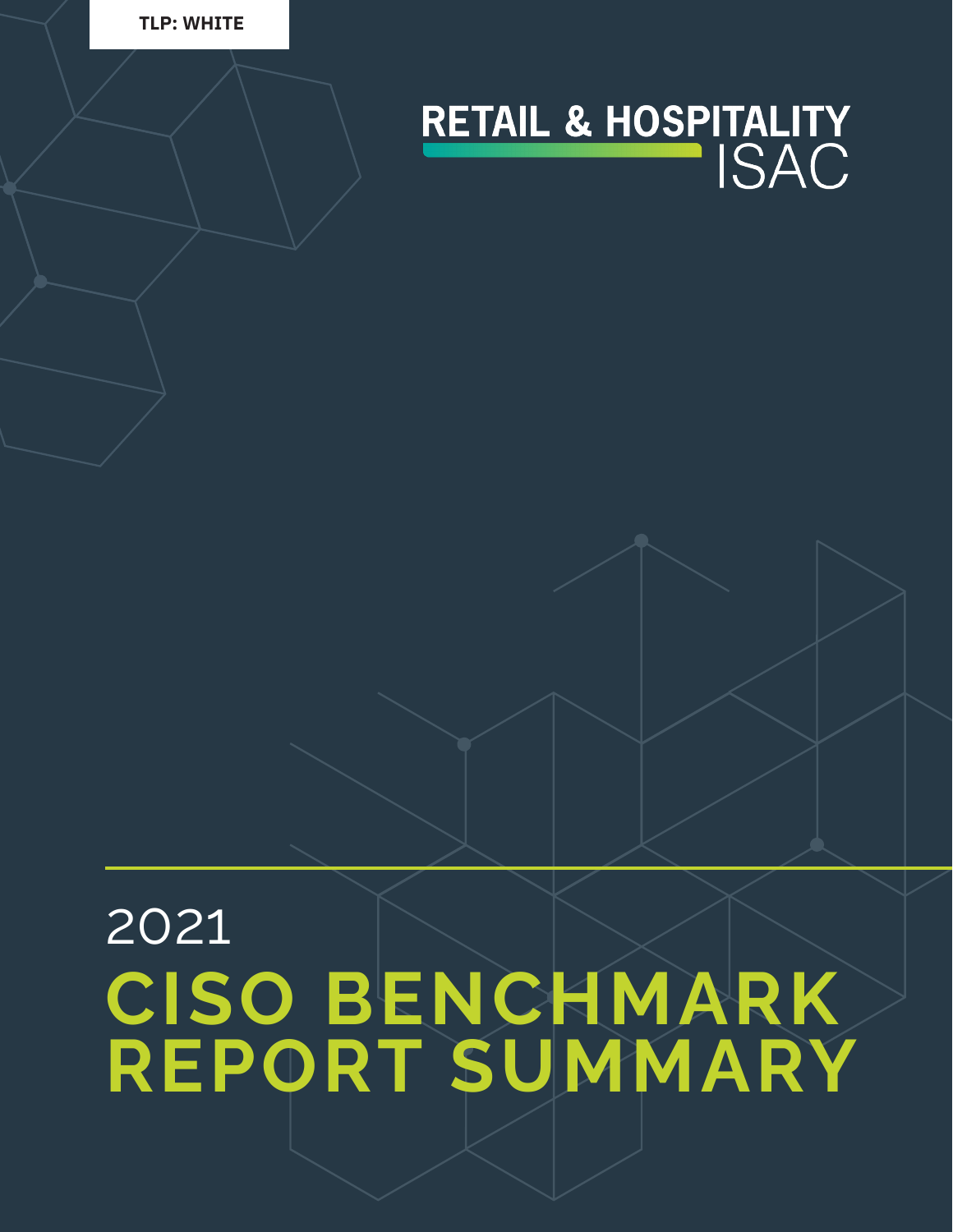TLP: WHITE

RETAIL & HOSPITALITY ISAC

# 2021 CISO BENCHMARK REPORT SUMMARY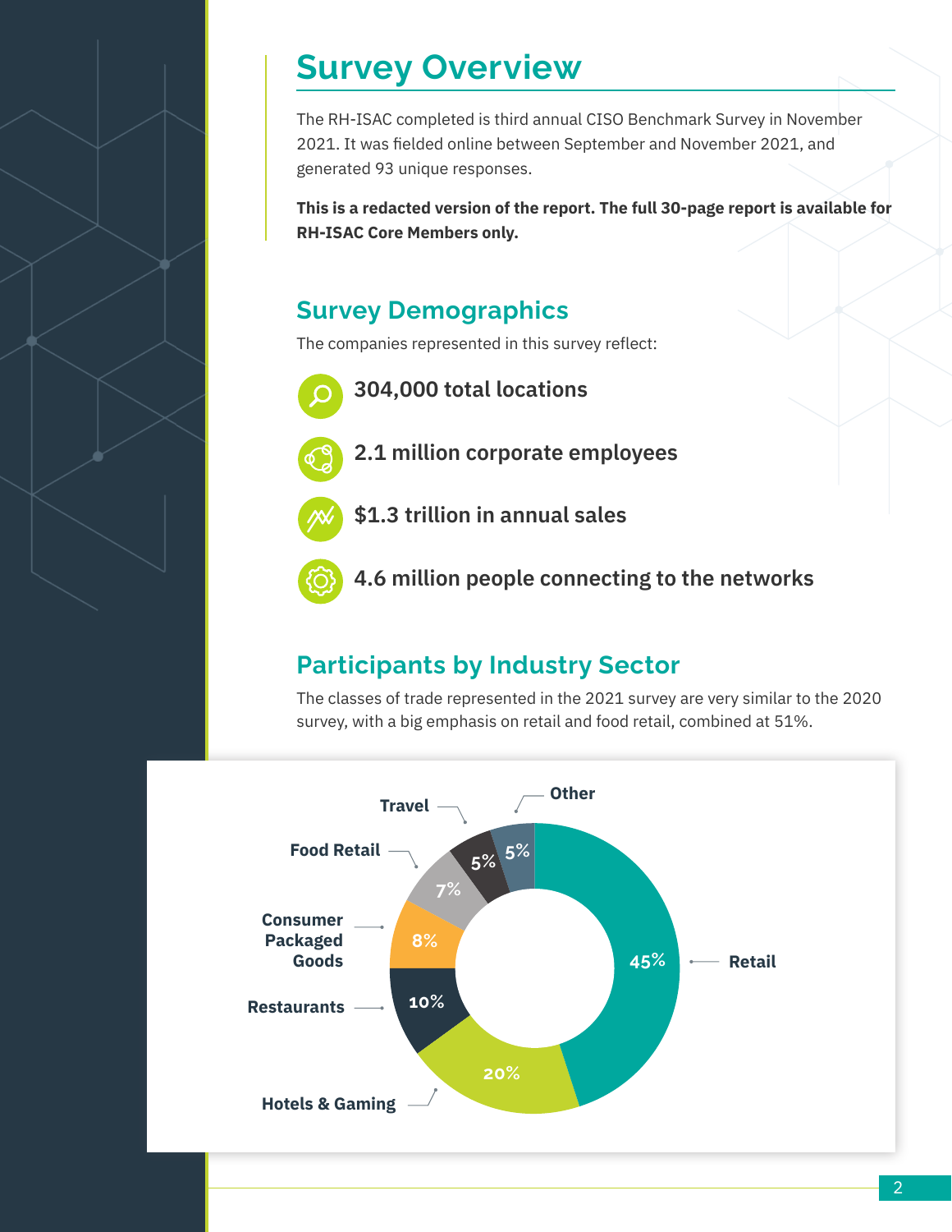## Survey Overview

The RH-ISAC completed is third annual CISO Benchmark Survey in November 2021. It was fielded online between September and November 2021, and generated 93 unique responses.

**This is a redacted version of the report. The full 30-page report is available for RH-ISAC Core Members only.**

### Survey Demographics

The companies represented in this survey reflect:

- **304,000 total locations**
- **2.1 million corporate employees**
- **$1.3 trillion in annual sales**
- **4.6 million people connecting to the networks**

### Participants by Industry Sector

The classes of trade represented in the 2021 survey are very similar to the 2020 survey, with a big emphasis on retail and food retail, combined at 51%.

| Sector | Percentage |
|---|---|
| Retail | 45% |
| Hotels & Gaming | 20% |
| Restaurants | 10% |
| Consumer Packaged Goods | 8% |
| Food Retail | 7% |
| Travel | 5% |
| Other | 5% |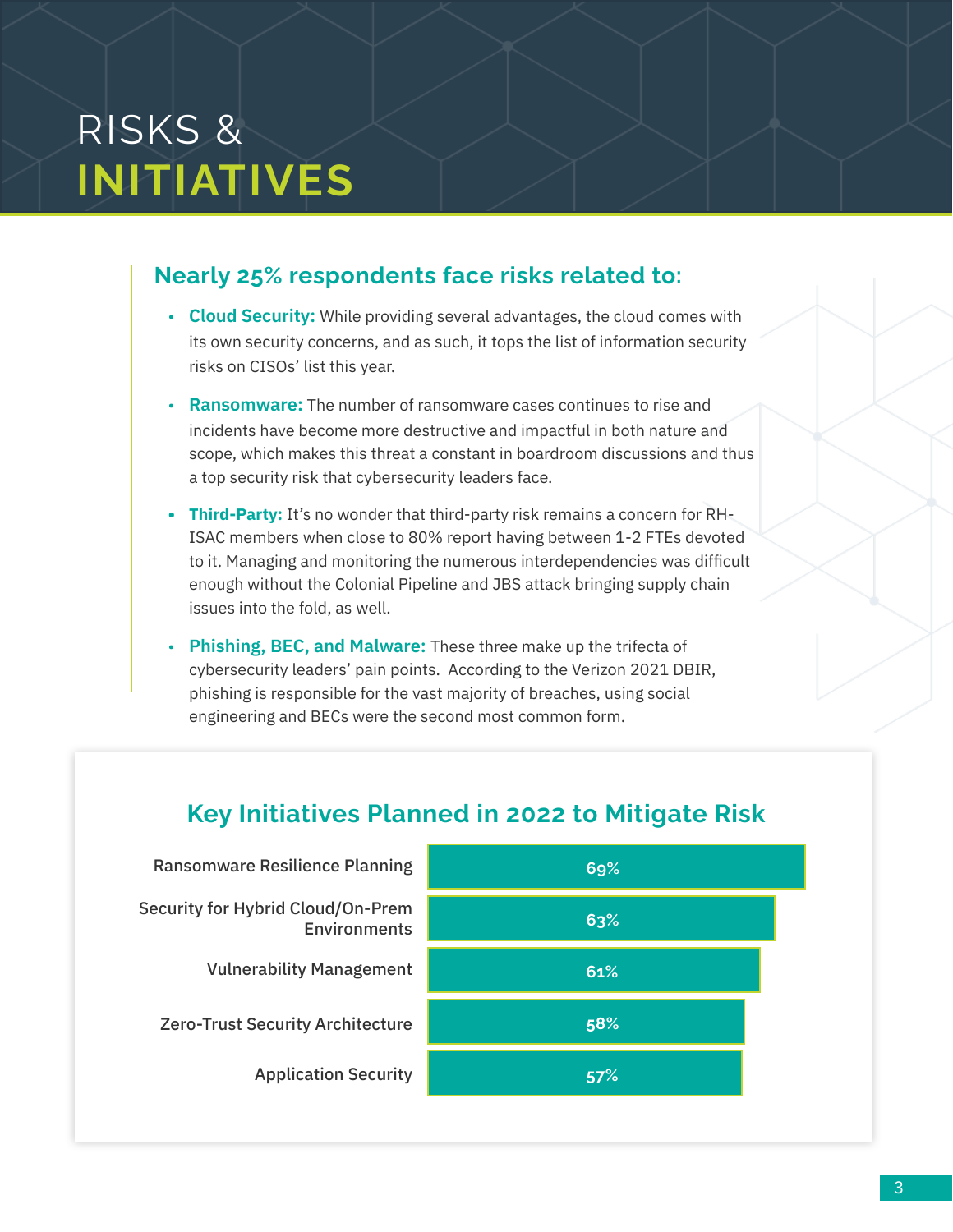# RISKS & INITIATIVES

## Nearly 25% respondents face risks related to:

- **Cloud Security:** While providing several advantages, the cloud comes with its own security concerns, and as such, it tops the list of information security risks on CISOs' list this year.
- **Ransomware:** The number of ransomware cases continues to rise and incidents have become more destructive and impactful in both nature and scope, which makes this threat a constant in boardroom discussions and thus a top security risk that cybersecurity leaders face.
- **Third-Party:** It's no wonder that third-party risk remains a concern for RH-ISAC members when close to 80% report having between 1-2 FTEs devoted to it. Managing and monitoring the numerous interdependencies was difficult enough without the Colonial Pipeline and JBS attack bringing supply chain issues into the fold, as well.
- **Phishing, BEC, and Malware:** These three make up the trifecta of cybersecurity leaders' pain points. According to the Verizon 2021 DBIR, phishing is responsible for the vast majority of breaches, using social engineering and BECs were the second most common form.

## Key Initiatives Planned in 2022 to Mitigate Risk

| Initiative | Percentage |
| --- | --- |
| Ransomware Resilience Planning | 69% |
| Security for Hybrid Cloud/On-Prem Environments | 63% |
| Vulnerability Management | 61% |
| Zero-Trust Security Architecture | 58% |
| Application Security | 57% |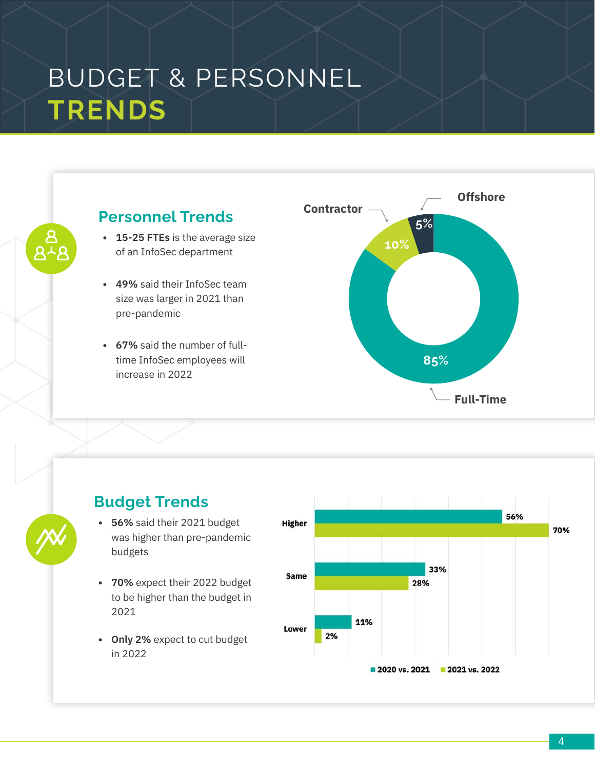# BUDGET & PERSONNEL TRENDS

## Personnel Trends

- **15-25 FTEs** is the average size of an InfoSec department
- **49%** said their InfoSec team size was larger in 2021 than pre-pandemic
- **67%** said the number of full-time InfoSec employees will increase in 2022

| Category | Percentage |
|---|---|
| Full-Time | 85% |
| Contractor | 10% |
| Offshore | 5% |

## Budget Trends

- **56%** said their 2021 budget was higher than pre-pandemic budgets
- **70%** expect their 2022 budget to be higher than the budget in 2021
- **Only 2%** expect to cut budget in 2022

| | 2020 vs. 2021 | 2021 vs. 2022 |
|---|---|---|
| Higher | 56% | 70% |
| Same | 33% | 28% |
| Lower | 11% | 2% |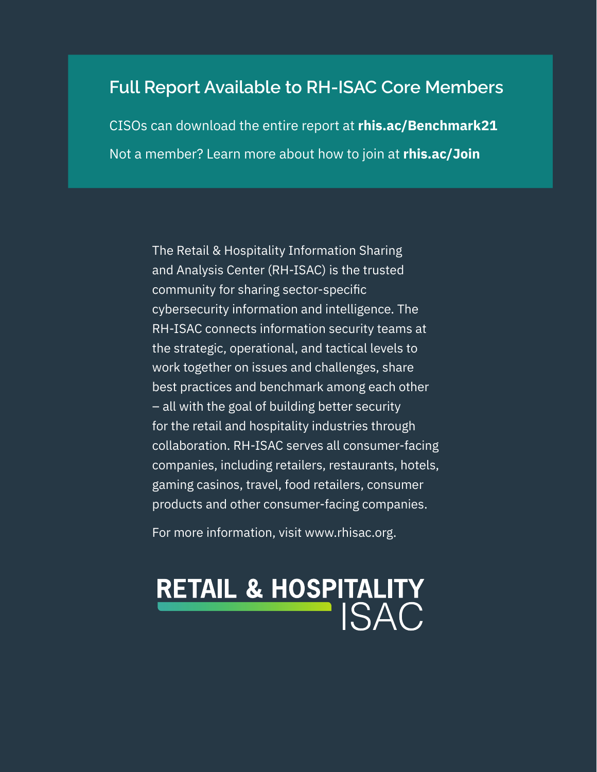## Full Report Available to RH-ISAC Core Members

CISOs can download the entire report at **rhis.ac/Benchmark21**

Not a member? Learn more about how to join at **rhis.ac/Join**

The Retail & Hospitality Information Sharing and Analysis Center (RH-ISAC) is the trusted community for sharing sector-specific cybersecurity information and intelligence. The RH-ISAC connects information security teams at the strategic, operational, and tactical levels to work together on issues and challenges, share best practices and benchmark among each other – all with the goal of building better security for the retail and hospitality industries through collaboration. RH-ISAC serves all consumer-facing companies, including retailers, restaurants, hotels, gaming casinos, travel, food retailers, consumer products and other consumer-facing companies.

For more information, visit www.rhisac.org.

RETAIL & HOSPITALITY ISAC